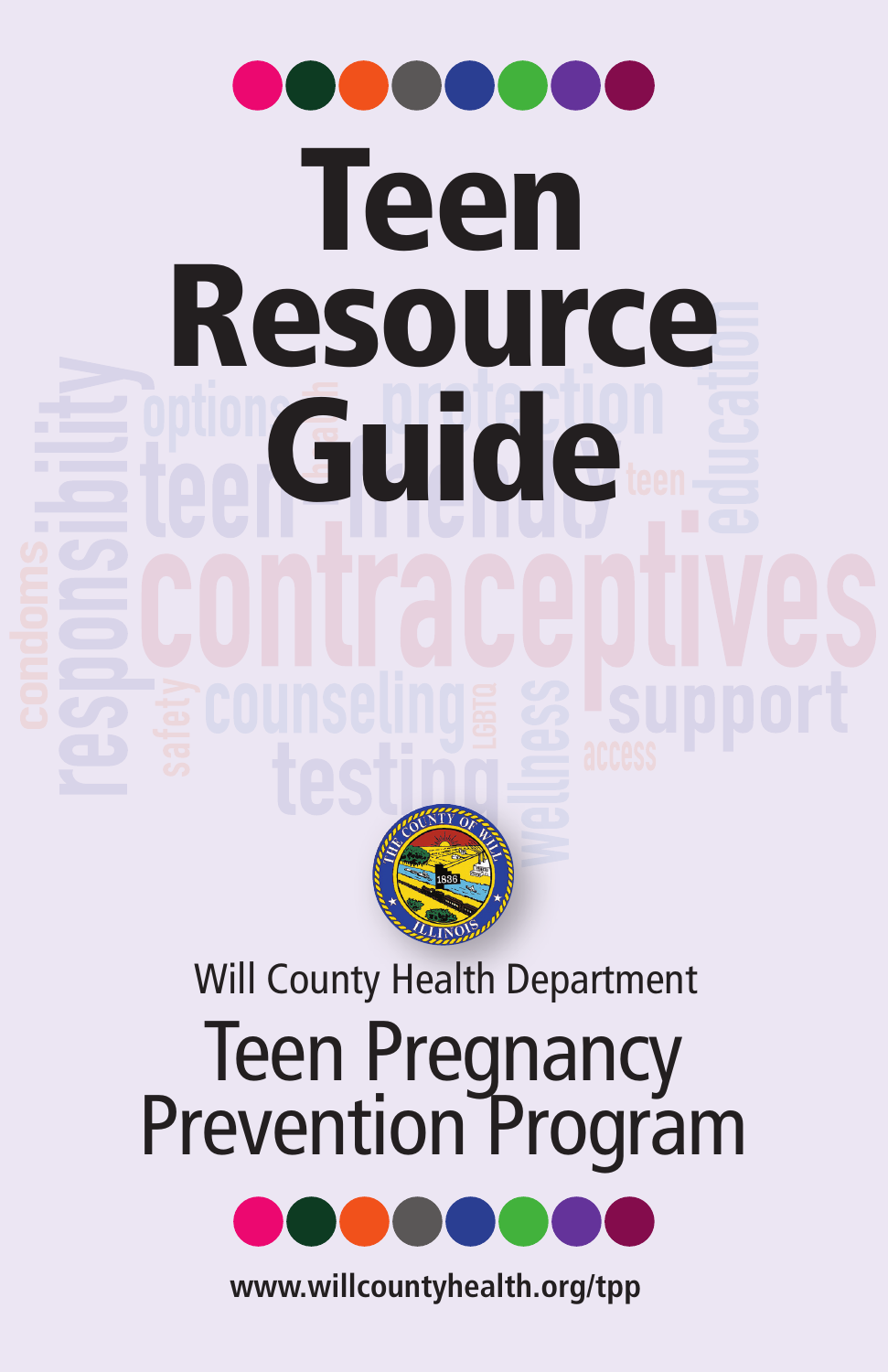# Teen Resource Guide

Will County Health Department

## Teen Pregnancy Prevention Program

www.willcountyhealth.org/tpp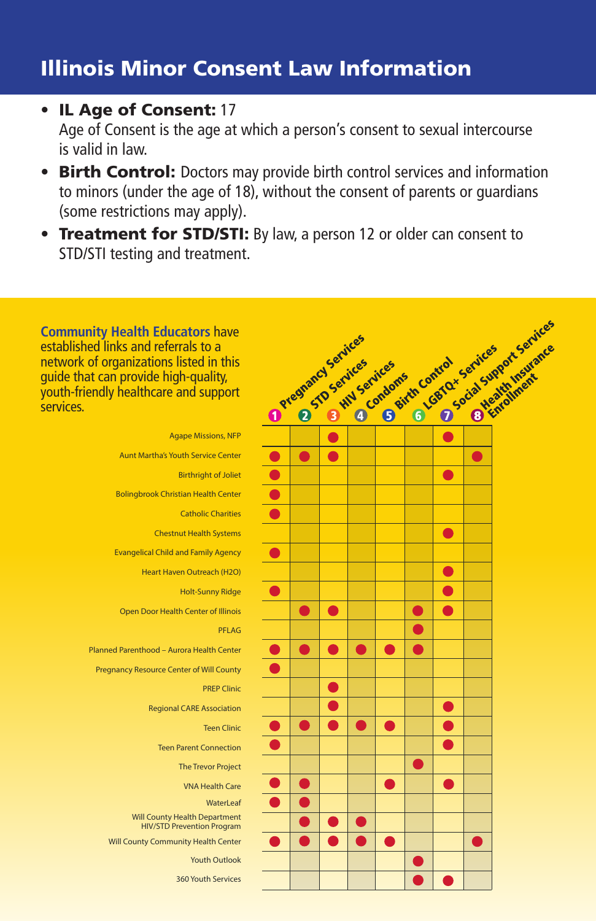# Illinois Minor Consent Law Information

- **IL Age of Consent:** 17
  Age of Consent is the age at which a person's consent to sexual intercourse is valid in law.
- **Birth Control:** Doctors may provide birth control services and information to minors (under the age of 18), without the consent of parents or guardians (some restrictions may apply).
- **Treatment for STD/STI:** By law, a person 12 or older can consent to STD/STI testing and treatment.

**Community Health Educators** have established links and referrals to a network of organizations listed in this guide that can provide high-quality, youth-friendly healthcare and support services.

| | 1 Pregnancy Services | 2 STD Services | 3 HIV Services | 4 Condoms | 5 Birth Control | 6 LGBTQ+ Services | 7 Social Support Services | 8 Health Insurance Enrollment |
|---|---|---|---|---|---|---|---|---|
| Agape Missions, NFP | | | ● | | | | ● | |
| Aunt Martha's Youth Service Center | ● | ● | ● | | | | | ● |
| Birthright of Joliet | ● | | | | | | ● | |
| Bolingbrook Christian Health Center | ● | | | | | | | |
| Catholic Charities | ● | | | | | | | |
| Chestnut Health Systems | | | | | | | ● | |
| Evangelical Child and Family Agency | ● | | | | | | | |
| Heart Haven Outreach (H2O) | | | | | | | ● | |
| Holt-Sunny Ridge | ● | | | | | | ● | |
| Open Door Health Center of Illinois | | ● | ● | | | ● | ● | |
| PFLAG | | | | | | ● | | |
| Planned Parenthood – Aurora Health Center | ● | ● | ● | ● | ● | ● | | |
| Pregnancy Resource Center of Will County | ● | | | | | | | |
| PREP Clinic | | | ● | | | | | |
| Regional CARE Association | | | ● | | | | ● | |
| Teen Clinic | ● | ● | ● | ● | ● | | ● | |
| Teen Parent Connection | ● | | | | | | ● | |
| The Trevor Project | | | | | | ● | | |
| VNA Health Care | ● | ● | | | ● | | ● | |
| WaterLeaf | ● | ● | | | | | | |
| Will County Health Department HIV/STD Prevention Program | | ● | ● | ● | | | | |
| Will County Community Health Center | ● | ● | ● | ● | ● | | | ● |
| Youth Outlook | | | | | | ● | | |
| 360 Youth Services | | | | | | ● | ● | |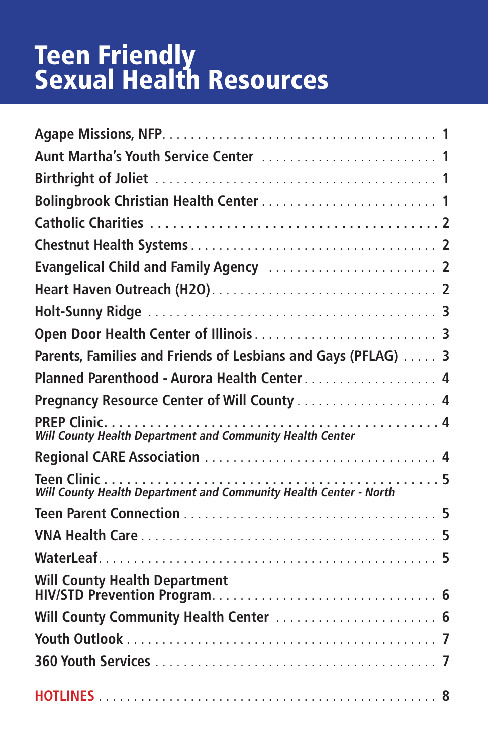# Teen Friendly Sexual Health Resources

| | |
|---|---|
| **Agape Missions, NFP** | 1 |
| **Aunt Martha's Youth Service Center** | 1 |
| **Birthright of Joliet** | 1 |
| **Bolingbrook Christian Health Center** | 1 |
| **Catholic Charities** | 2 |
| **Chestnut Health Systems** | 2 |
| **Evangelical Child and Family Agency** | 2 |
| **Heart Haven Outreach (H2O)** | 2 |
| **Holt-Sunny Ridge** | 3 |
| **Open Door Health Center of Illinois** | 3 |
| **Parents, Families and Friends of Lesbians and Gays (PFLAG)** | 3 |
| **Planned Parenthood - Aurora Health Center** | 4 |
| **Pregnancy Resource Center of Will County** | 4 |
| **PREP Clinic.** *Will County Health Department and Community Health Center* | 4 |
| **Regional CARE Association** | 4 |
| **Teen Clinic** *Will County Health Department and Community Health Center - North* | 5 |
| **Teen Parent Connection** | 5 |
| **VNA Health Care** | 5 |
| **WaterLeaf** | 5 |
| **Will County Health Department HIV/STD Prevention Program** | 6 |
| **Will County Community Health Center** | 6 |
| **Youth Outlook** | 7 |
| **360 Youth Services** | 7 |
| **HOTLINES** | 8 |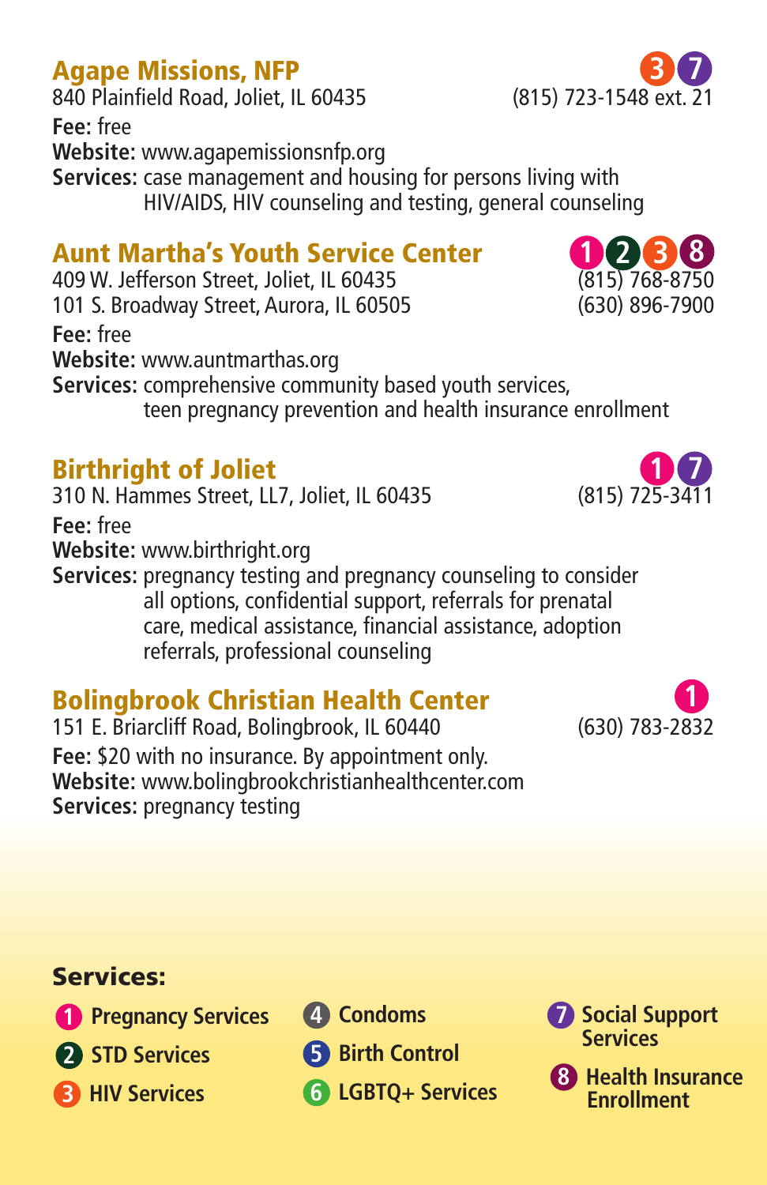## Agape Missions, NFP

3 7

840 Plainfield Road, Joliet, IL 60435 — (815) 723-1548 ext. 21

**Fee:** free

**Website:** www.agapemissionsnfp.org

**Services:** case management and housing for persons living with HIV/AIDS, HIV counseling and testing, general counseling

## Aunt Martha's Youth Service Center

1 2 3 8

409 W. Jefferson Street, Joliet, IL 60435 — (815) 768-8750

101 S. Broadway Street, Aurora, IL 60505 — (630) 896-7900

**Fee:** free

**Website:** www.auntmarthas.org

**Services:** comprehensive community based youth services, teen pregnancy prevention and health insurance enrollment

## Birthright of Joliet

1 7

310 N. Hammes Street, LL7, Joliet, IL 60435 — (815) 725-3411

**Fee:** free

**Website:** www.birthright.org

**Services:** pregnancy testing and pregnancy counseling to consider all options, confidential support, referrals for prenatal care, medical assistance, financial assistance, adoption referrals, professional counseling

## Bolingbrook Christian Health Center

1

151 E. Briarcliff Road, Bolingbrook, IL 60440 — (630) 783-2832

**Fee:** $20 with no insurance. By appointment only.

**Website:** www.bolingbrookchristianhealthcenter.com

**Services:** pregnancy testing

### Services:

1. Pregnancy Services
2. STD Services
3. HIV Services
4. Condoms
5. Birth Control
6. LGBTQ+ Services
7. Social Support Services
8. Health Insurance Enrollment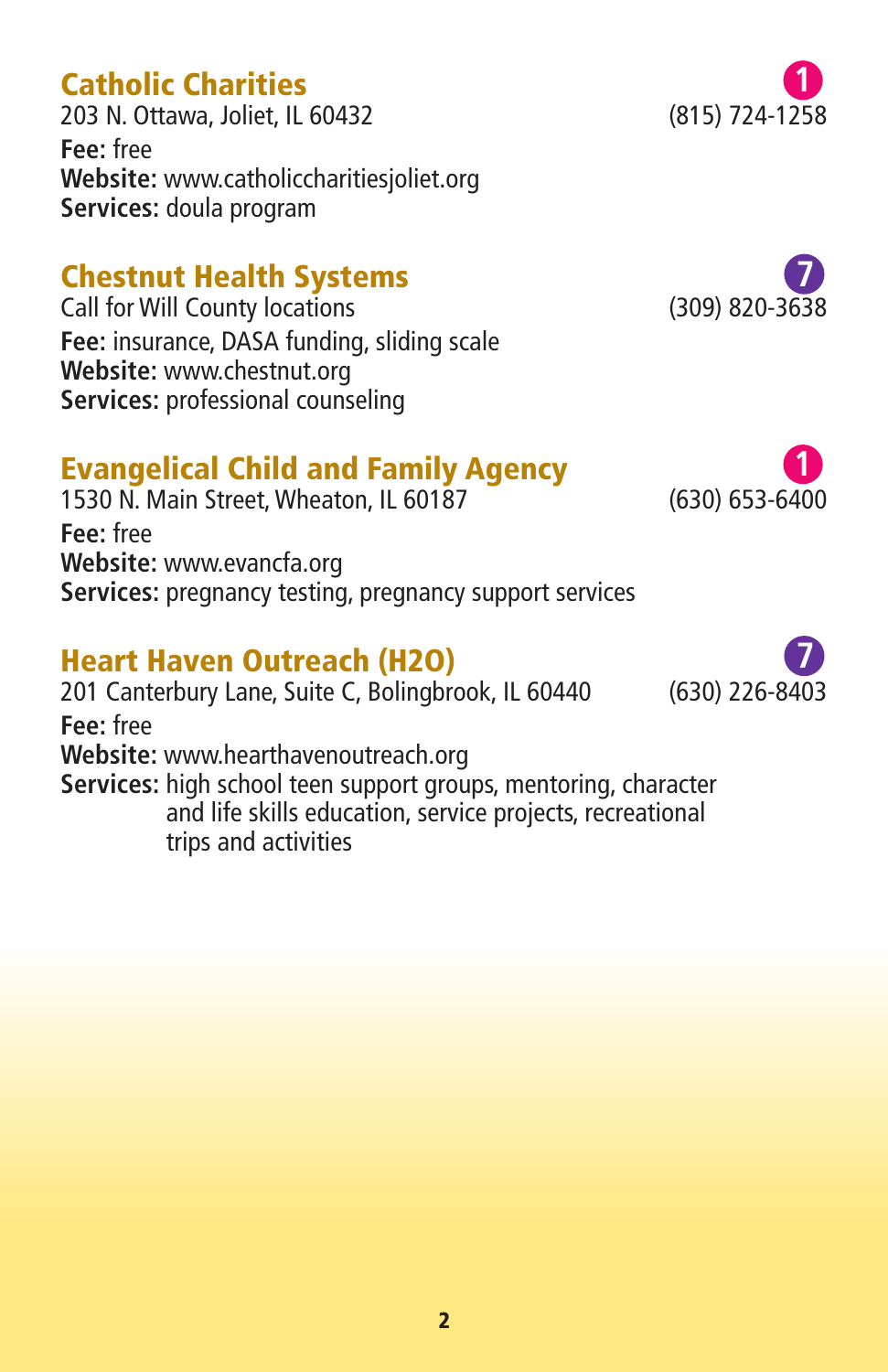## Catholic Charities

1

203 N. Ottawa, Joliet, IL 60432 (815) 724-1258

**Fee:** free

**Website:** www.catholiccharitiesjoliet.org

**Services:** doula program

## Chestnut Health Systems

7

Call for Will County locations (309) 820-3638

**Fee:** insurance, DASA funding, sliding scale

**Website:** www.chestnut.org

**Services:** professional counseling

## Evangelical Child and Family Agency

1

1530 N. Main Street, Wheaton, IL 60187 (630) 653-6400

**Fee:** free

**Website:** www.evancfa.org

**Services:** pregnancy testing, pregnancy support services

## Heart Haven Outreach (H2O)

7

201 Canterbury Lane, Suite C, Bolingbrook, IL 60440 (630) 226-8403

**Fee:** free

**Website:** www.hearthavenoutreach.org

**Services:** high school teen support groups, mentoring, character and life skills education, service projects, recreational trips and activities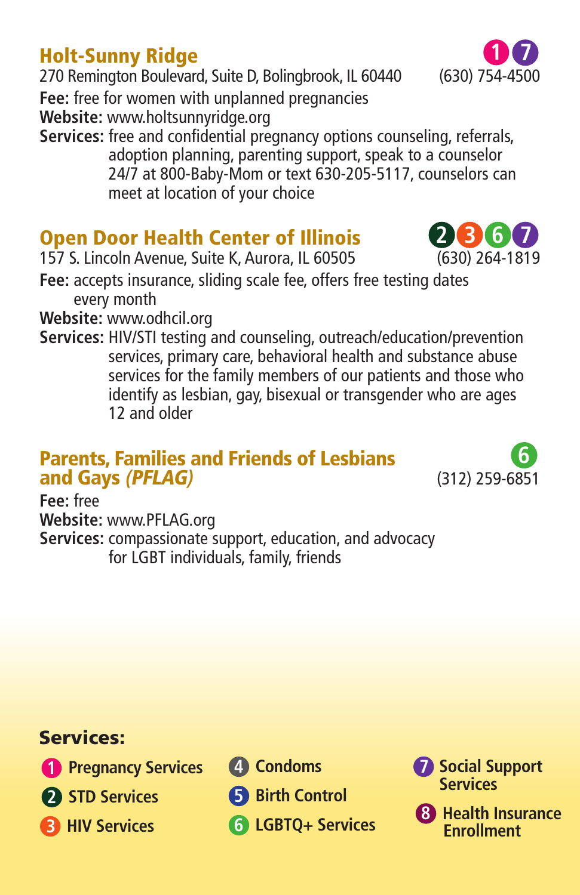## Holt-Sunny Ridge

1 7

270 Remington Boulevard, Suite D, Bolingbrook, IL 60440 (630) 754-4500

**Fee:** free for women with unplanned pregnancies

**Website:** www.holtsunnyridge.org

**Services:** free and confidential pregnancy options counseling, referrals, adoption planning, parenting support, speak to a counselor 24/7 at 800-Baby-Mom or text 630-205-5117, counselors can meet at location of your choice

## Open Door Health Center of Illinois

2 3 6 7

157 S. Lincoln Avenue, Suite K, Aurora, IL 60505 (630) 264-1819

**Fee:** accepts insurance, sliding scale fee, offers free testing dates every month

**Website:** www.odhcil.org

**Services:** HIV/STI testing and counseling, outreach/education/prevention services, primary care, behavioral health and substance abuse services for the family members of our patients and those who identify as lesbian, gay, bisexual or transgender who are ages 12 and older

## Parents, Families and Friends of Lesbians and Gays *(PFLAG)*

6

(312) 259-6851

**Fee:** free

**Website:** www.PFLAG.org

**Services:** compassionate support, education, and advocacy for LGBT individuals, family, friends

### Services:

1. Pregnancy Services
2. STD Services
3. HIV Services
4. Condoms
5. Birth Control
6. LGBTQ+ Services
7. Social Support Services
8. Health Insurance Enrollment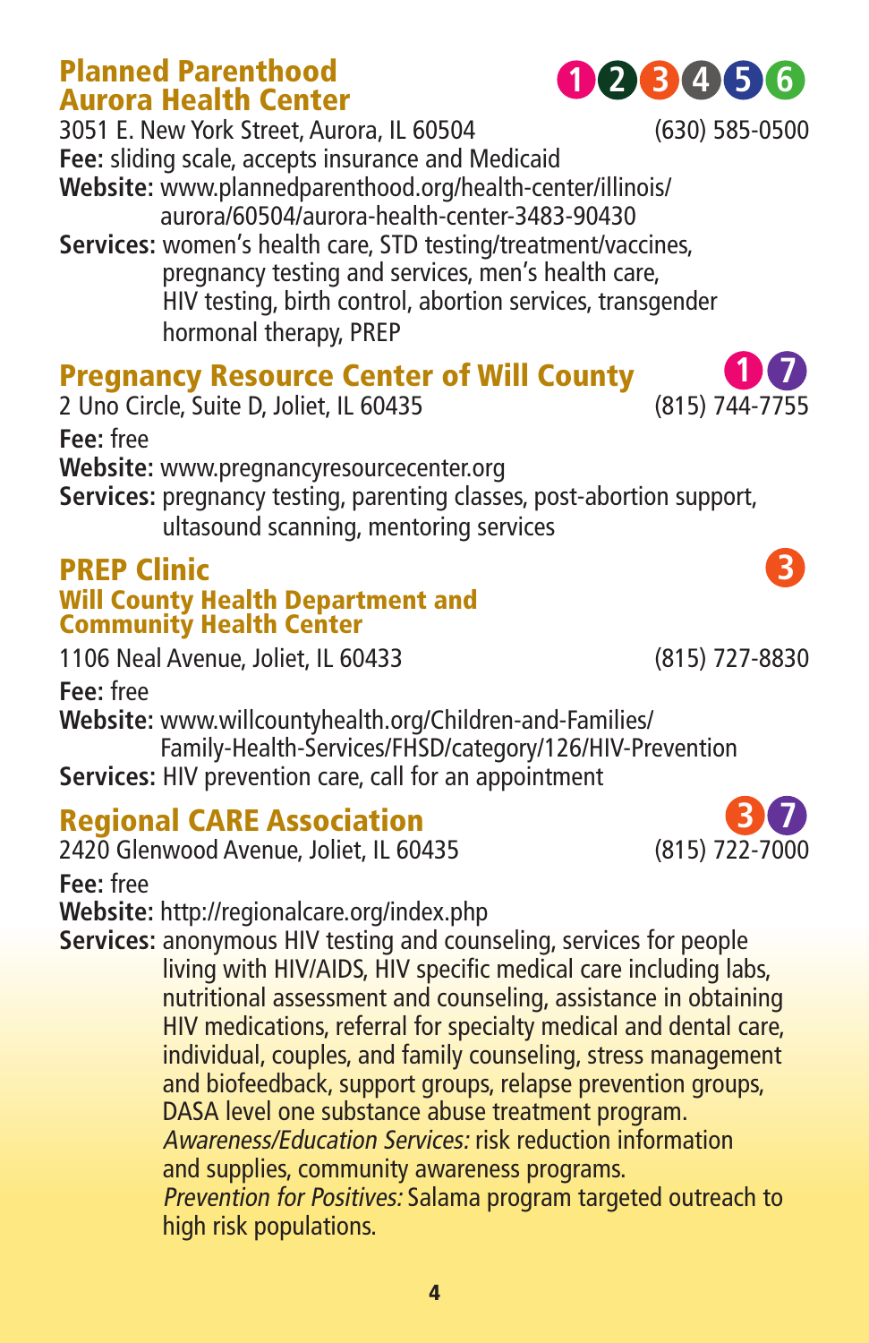## Planned Parenthood Aurora Health Center

1 2 3 4 5 6

3051 E. New York Street, Aurora, IL 60504 (630) 585-0500

**Fee:** sliding scale, accepts insurance and Medicaid

**Website:** www.plannedparenthood.org/health-center/illinois/aurora/60504/aurora-health-center-3483-90430

**Services:** women's health care, STD testing/treatment/vaccines, pregnancy testing and services, men's health care, HIV testing, birth control, abortion services, transgender hormonal therapy, PREP

## Pregnancy Resource Center of Will County

1 7

2 Uno Circle, Suite D, Joliet, IL 60435 (815) 744-7755

**Fee:** free

**Website:** www.pregnancyresourcecenter.org

**Services:** pregnancy testing, parenting classes, post-abortion support, ultasound scanning, mentoring services

## PREP Clinic

### Will County Health Department and Community Health Center

3

1106 Neal Avenue, Joliet, IL 60433 (815) 727-8830

**Fee:** free

**Website:** www.willcountyhealth.org/Children-and-Families/Family-Health-Services/FHSD/category/126/HIV-Prevention

**Services:** HIV prevention care, call for an appointment

## Regional CARE Association

3 7

2420 Glenwood Avenue, Joliet, IL 60435 (815) 722-7000

**Fee:** free

**Website:** http://regionalcare.org/index.php

**Services:** anonymous HIV testing and counseling, services for people living with HIV/AIDS, HIV specific medical care including labs, nutritional assessment and counseling, assistance in obtaining HIV medications, referral for specialty medical and dental care, individual, couples, and family counseling, stress management and biofeedback, support groups, relapse prevention groups, DASA level one substance abuse treatment program.
*Awareness/Education Services:* risk reduction information and supplies, community awareness programs.
*Prevention for Positives:* Salama program targeted outreach to high risk populations.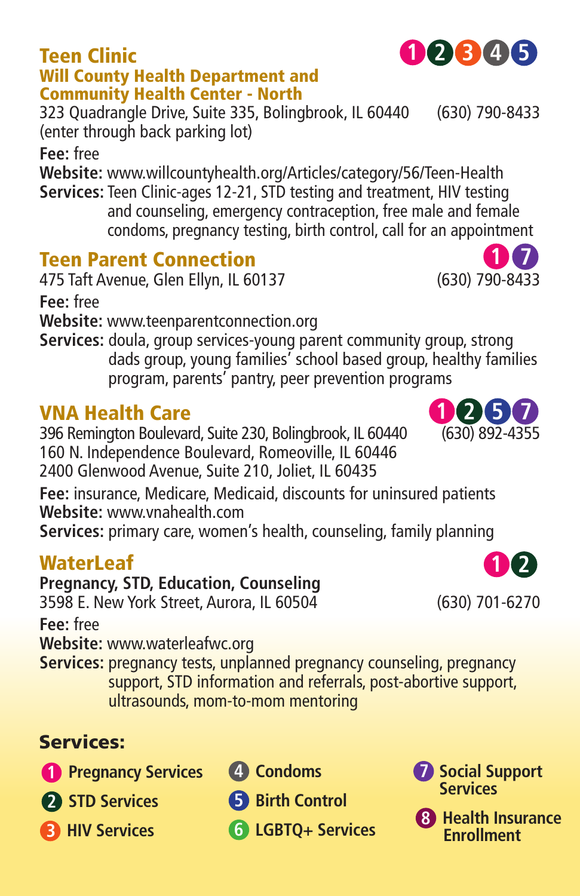## Teen Clinic

**Will County Health Department and Community Health Center - North**

1 2 3 4 5

323 Quadrangle Drive, Suite 335, Bolingbrook, IL 60440 (630) 790-8433
(enter through back parking lot)

**Fee:** free

**Website:** www.willcountyhealth.org/Articles/category/56/Teen-Health

**Services:** Teen Clinic-ages 12-21, STD testing and treatment, HIV testing and counseling, emergency contraception, free male and female condoms, pregnancy testing, birth control, call for an appointment

## Teen Parent Connection

1 7

475 Taft Avenue, Glen Ellyn, IL 60137 (630) 790-8433

**Fee:** free

**Website:** www.teenparentconnection.org

**Services:** doula, group services-young parent community group, strong dads group, young families' school based group, healthy families program, parents' pantry, peer prevention programs

## VNA Health Care

1 2 5 7

396 Remington Boulevard, Suite 230, Bolingbrook, IL 60440 (630) 892-4355
160 N. Independence Boulevard, Romeoville, IL 60446
2400 Glenwood Avenue, Suite 210, Joliet, IL 60435

**Fee:** insurance, Medicare, Medicaid, discounts for uninsured patients

**Website:** www.vnahealth.com

**Services:** primary care, women's health, counseling, family planning

## WaterLeaf

1 2

**Pregnancy, STD, Education, Counseling**

3598 E. New York Street, Aurora, IL 60504 (630) 701-6270

**Fee:** free

**Website:** www.waterleafwc.org

**Services:** pregnancy tests, unplanned pregnancy counseling, pregnancy support, STD information and referrals, post-abortive support, ultrasounds, mom-to-mom mentoring

### Services:

1. Pregnancy Services
2. STD Services
3. HIV Services
4. Condoms
5. Birth Control
6. LGBTQ+ Services
7. Social Support Services
8. Health Insurance Enrollment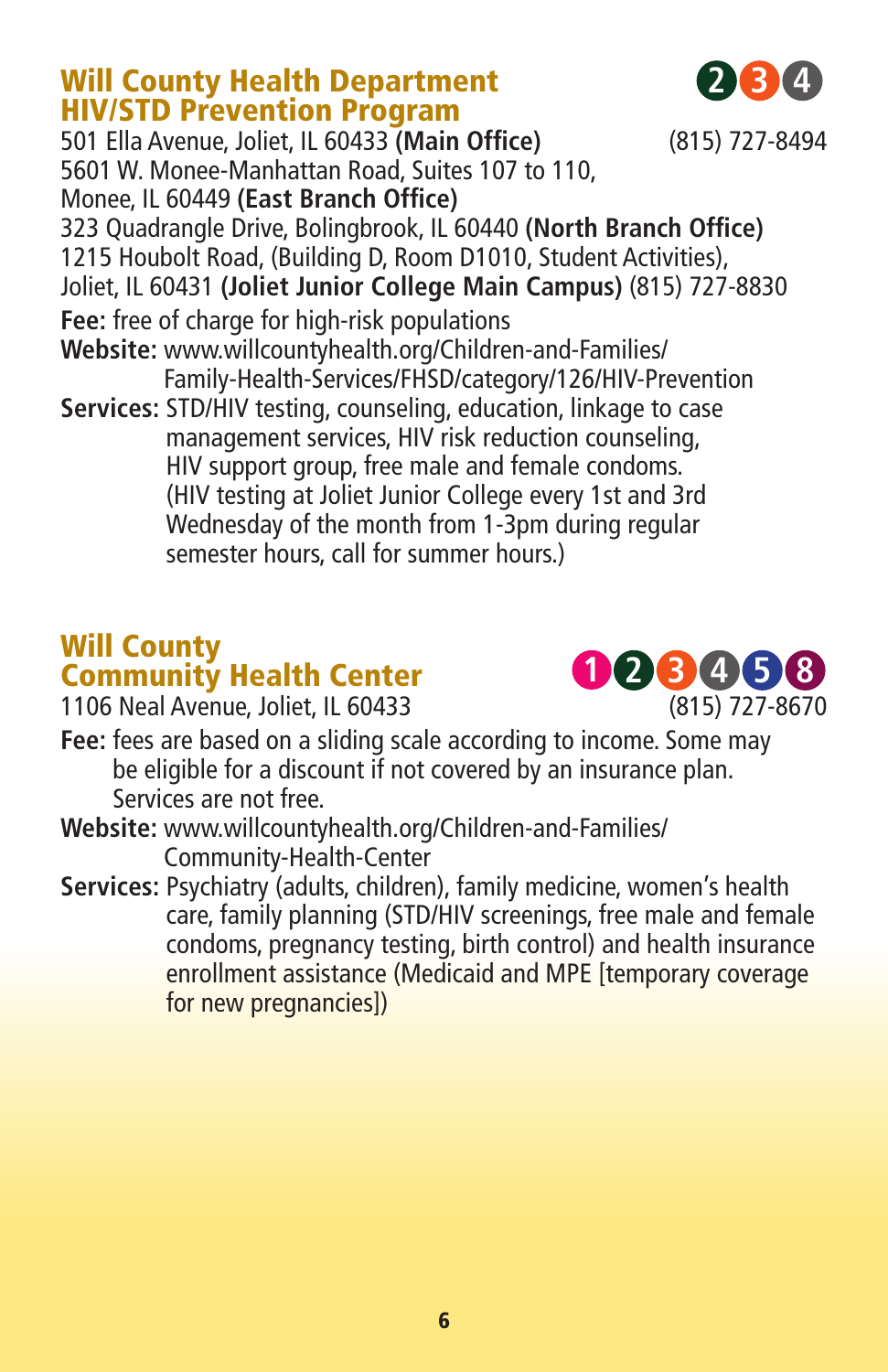## Will County Health Department HIV/STD Prevention Program

2 3 4

501 Ella Avenue, Joliet, IL 60433 **(Main Office)** (815) 727-8494
5601 W. Monee-Manhattan Road, Suites 107 to 110, Monee, IL 60449 **(East Branch Office)**
323 Quadrangle Drive, Bolingbrook, IL 60440 **(North Branch Office)**
1215 Houbolt Road, (Building D, Room D1010, Student Activities), Joliet, IL 60431 **(Joliet Junior College Main Campus)** (815) 727-8830

**Fee:** free of charge for high-risk populations

**Website:** www.willcountyhealth.org/Children-and-Families/Family-Health-Services/FHSD/category/126/HIV-Prevention

**Services:** STD/HIV testing, counseling, education, linkage to case management services, HIV risk reduction counseling, HIV support group, free male and female condoms. (HIV testing at Joliet Junior College every 1st and 3rd Wednesday of the month from 1-3pm during regular semester hours, call for summer hours.)

## Will County Community Health Center

1 2 3 4 5 8

1106 Neal Avenue, Joliet, IL 60433 (815) 727-8670

**Fee:** fees are based on a sliding scale according to income. Some may be eligible for a discount if not covered by an insurance plan. Services are not free.

**Website:** www.willcountyhealth.org/Children-and-Families/Community-Health-Center

**Services:** Psychiatry (adults, children), family medicine, women's health care, family planning (STD/HIV screenings, free male and female condoms, pregnancy testing, birth control) and health insurance enrollment assistance (Medicaid and MPE [temporary coverage for new pregnancies])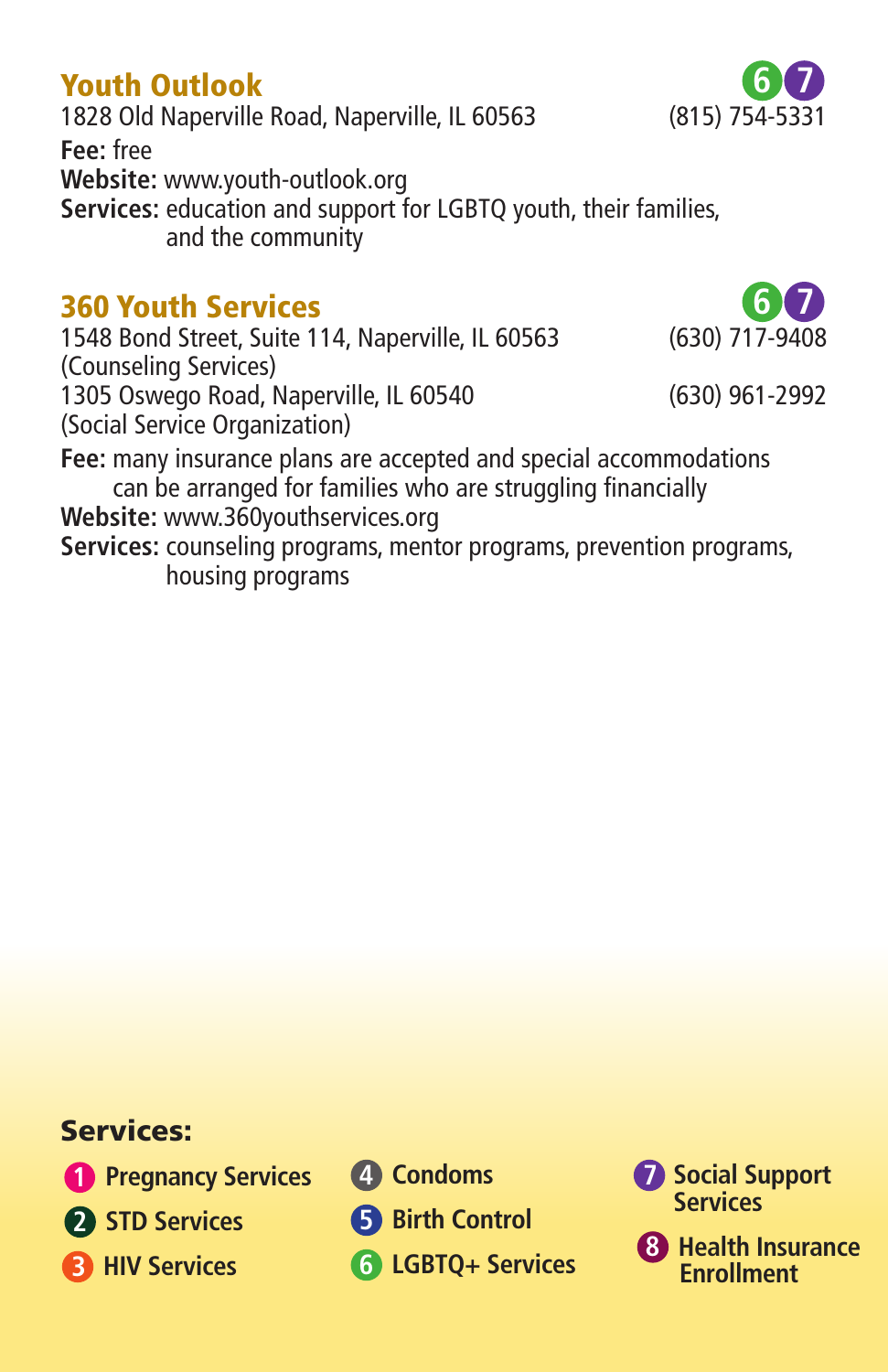## Youth Outlook

6 7

1828 Old Naperville Road, Naperville, IL 60563 (815) 754-5331

**Fee:** free

**Website:** www.youth-outlook.org

**Services:** education and support for LGBTQ youth, their families, and the community

## 360 Youth Services

6 7

1548 Bond Street, Suite 114, Naperville, IL 60563 (630) 717-9408
(Counseling Services)

1305 Oswego Road, Naperville, IL 60540 (630) 961-2992
(Social Service Organization)

**Fee:** many insurance plans are accepted and special accommodations can be arranged for families who are struggling financially

**Website:** www.360youthservices.org

**Services:** counseling programs, mentor programs, prevention programs, housing programs

### Services:

1. Pregnancy Services
2. STD Services
3. HIV Services
4. Condoms
5. Birth Control
6. LGBTQ+ Services
7. Social Support Services
8. Health Insurance Enrollment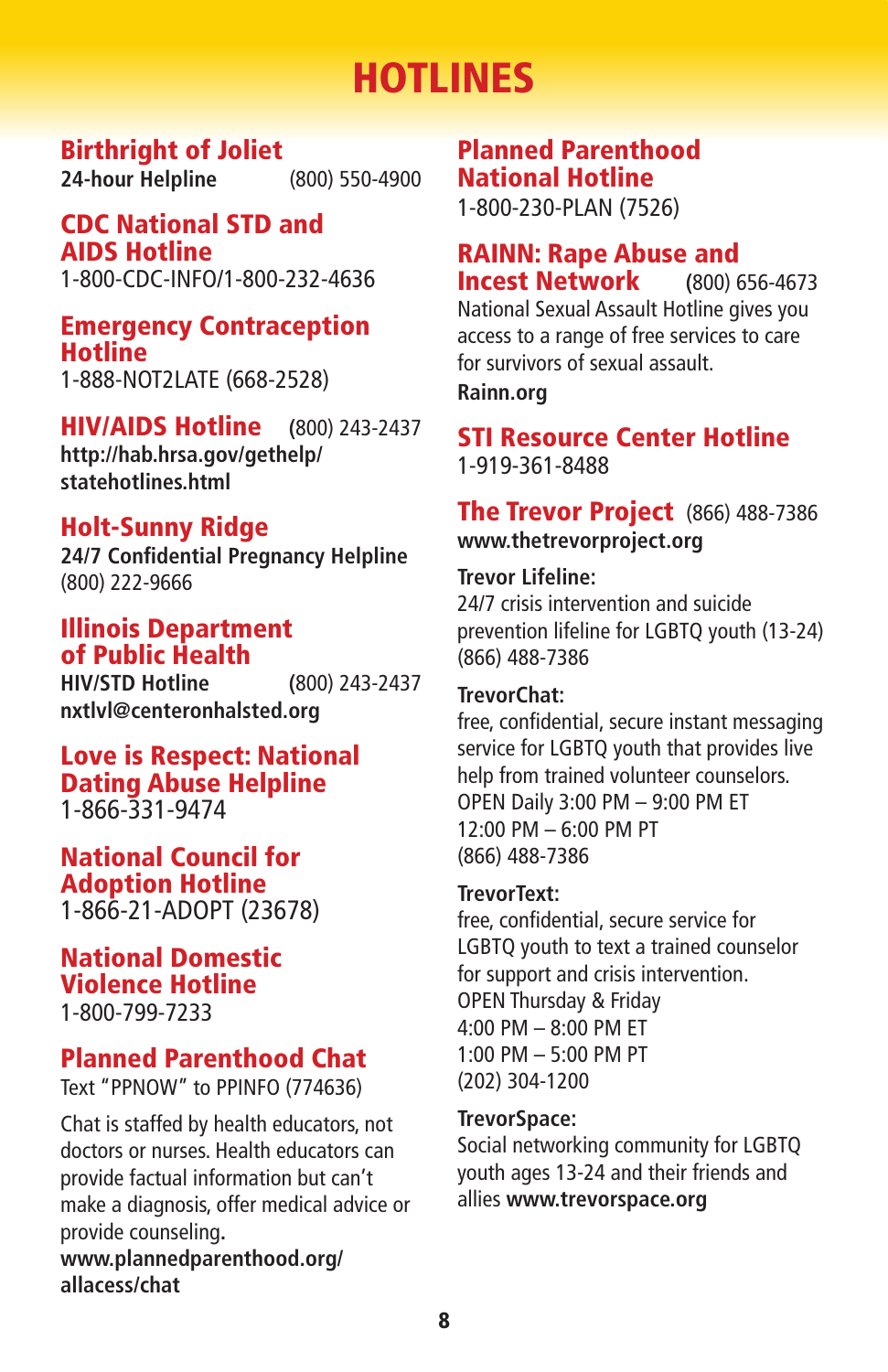# HOTLINES

## Birthright of Joliet

**24-hour Helpline** (800) 550-4900

## CDC National STD and AIDS Hotline

1-800-CDC-INFO/1-800-232-4636

## Emergency Contraception Hotline

1-888-NOT2LATE (668-2528)

## HIV/AIDS Hotline

(800) 243-2437

**http://hab.hrsa.gov/gethelp/statehotlines.html**

## Holt-Sunny Ridge

**24/7 Confidential Pregnancy Helpline**

(800) 222-9666

## Illinois Department of Public Health

**HIV/STD Hotline** (800) 243-2437

**nxtlvl@centeronhalsted.org**

## Love is Respect: National Dating Abuse Helpline

1-866-331-9474

## National Council for Adoption Hotline

1-866-21-ADOPT (23678)

## National Domestic Violence Hotline

1-800-799-7233

## Planned Parenthood Chat

Text "PPNOW" to PPINFO (774636)

Chat is staffed by health educators, not doctors or nurses. Health educators can provide factual information but can't make a diagnosis, offer medical advice or provide counseling.

**www.plannedparenthood.org/allacess/chat**

## Planned Parenthood National Hotline

1-800-230-PLAN (7526)

## RAINN: Rape Abuse and Incest Network

(800) 656-4673

National Sexual Assault Hotline gives you access to a range of free services to care for survivors of sexual assault.

**Rainn.org**

## STI Resource Center Hotline

1-919-361-8488

## The Trevor Project

(866) 488-7386

**www.thetrevorproject.org**

**Trevor Lifeline:**

24/7 crisis intervention and suicide prevention lifeline for LGBTQ youth (13-24)

(866) 488-7386

**TrevorChat:**

free, confidential, secure instant messaging service for LGBTQ youth that provides live help from trained volunteer counselors.

OPEN Daily 3:00 PM – 9:00 PM ET

12:00 PM – 6:00 PM PT

(866) 488-7386

**TrevorText:**

free, confidential, secure service for LGBTQ youth to text a trained counselor for support and crisis intervention.

OPEN Thursday & Friday

4:00 PM – 8:00 PM ET

1:00 PM – 5:00 PM PT

(202) 304-1200

**TrevorSpace:**

Social networking community for LGBTQ youth ages 13-24 and their friends and allies **www.trevorspace.org**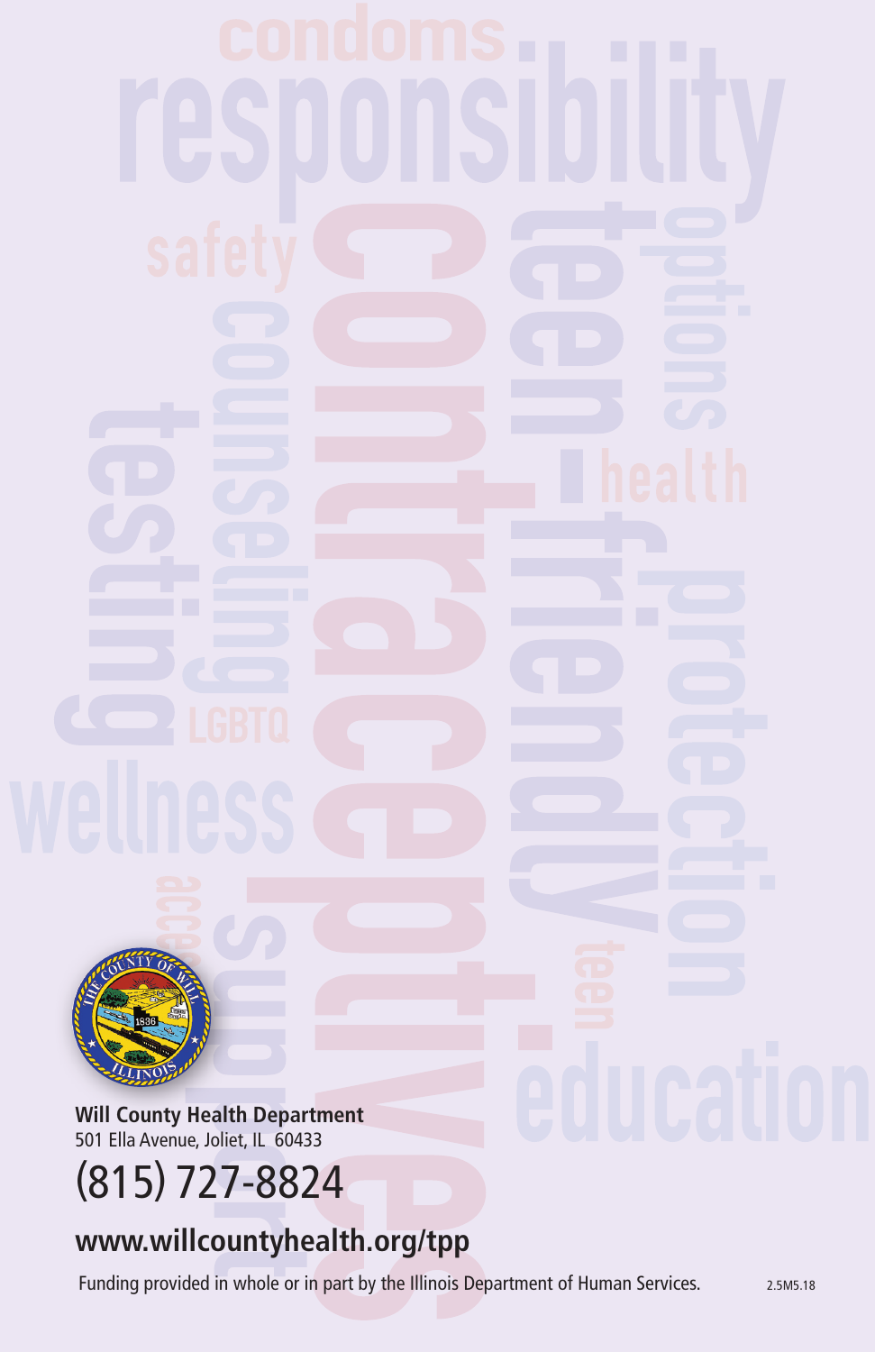condoms

responsibility

safety

contraceptives

teen-friendly

options

health

counseling

testing

protection

LGBTQ

wellness

access

support

teen

education

**Will County Health Department**
501 Ella Avenue, Joliet, IL 60433

(815) 727-8824

**www.willcountyhealth.org/tpp**

Funding provided in whole or in part by the Illinois Department of Human Services.

2.5M5.18